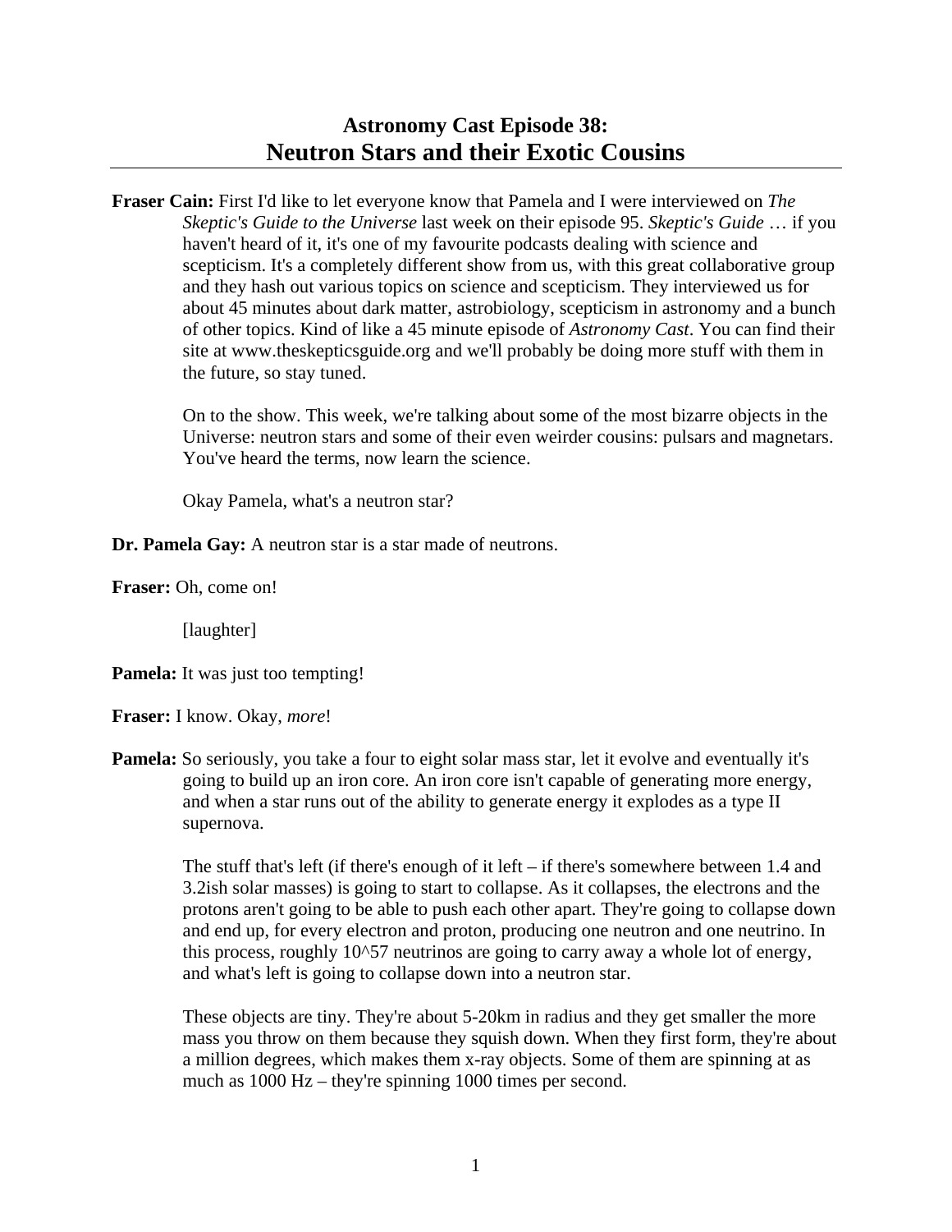# Astronomy Cast Episode 38:
# Neutron Stars and their Exotic Cousins

**Fraser Cain:** First I'd like to let everyone know that Pamela and I were interviewed on *The Skeptic's Guide to the Universe* last week on their episode 95. *Skeptic's Guide* … if you haven't heard of it, it's one of my favourite podcasts dealing with science and scepticism. It's a completely different show from us, with this great collaborative group and they hash out various topics on science and scepticism. They interviewed us for about 45 minutes about dark matter, astrobiology, scepticism in astronomy and a bunch of other topics. Kind of like a 45 minute episode of *Astronomy Cast*. You can find their site at www.theskepticsguide.org and we'll probably be doing more stuff with them in the future, so stay tuned.

On to the show. This week, we're talking about some of the most bizarre objects in the Universe: neutron stars and some of their even weirder cousins: pulsars and magnetars. You've heard the terms, now learn the science.

Okay Pamela, what's a neutron star?

**Dr. Pamela Gay:** A neutron star is a star made of neutrons.

**Fraser:** Oh, come on!

[laughter]

**Pamela:** It was just too tempting!

**Fraser:** I know. Okay, *more*!

**Pamela:** So seriously, you take a four to eight solar mass star, let it evolve and eventually it's going to build up an iron core. An iron core isn't capable of generating more energy, and when a star runs out of the ability to generate energy it explodes as a type II supernova.

The stuff that's left (if there's enough of it left – if there's somewhere between 1.4 and 3.2ish solar masses) is going to start to collapse. As it collapses, the electrons and the protons aren't going to be able to push each other apart. They're going to collapse down and end up, for every electron and proton, producing one neutron and one neutrino. In this process, roughly $10^{57}$ neutrinos are going to carry away a whole lot of energy, and what's left is going to collapse down into a neutron star.

These objects are tiny. They're about 5-20km in radius and they get smaller the more mass you throw on them because they squish down. When they first form, they're about a million degrees, which makes them x-ray objects. Some of them are spinning at as much as 1000 Hz – they're spinning 1000 times per second.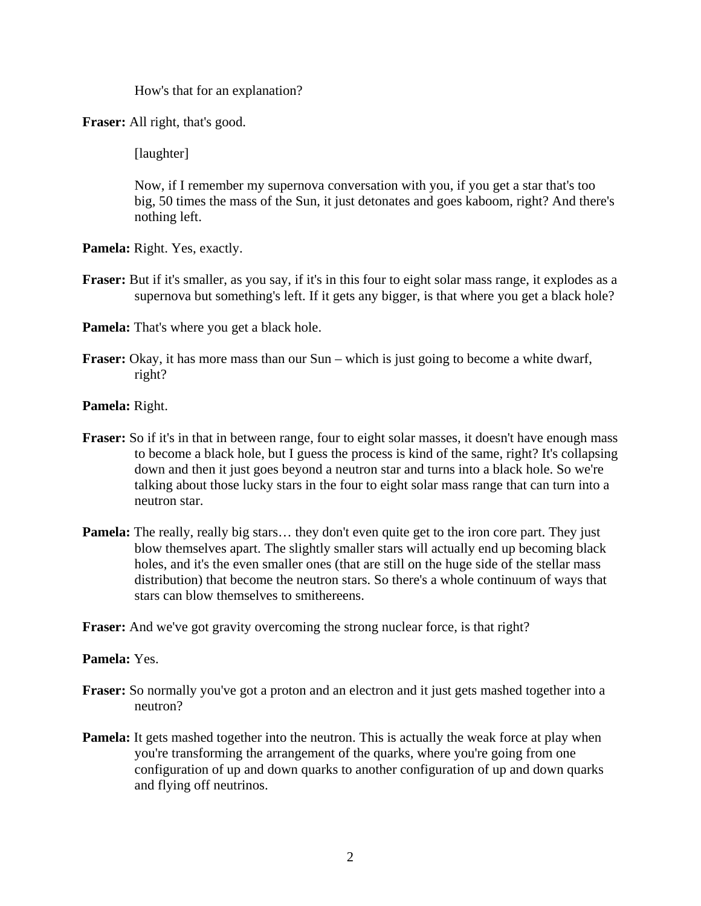How's that for an explanation?

**Fraser:** All right, that's good.

[laughter]

Now, if I remember my supernova conversation with you, if you get a star that's too big, 50 times the mass of the Sun, it just detonates and goes kaboom, right? And there's nothing left.

**Pamela:** Right. Yes, exactly.

**Fraser:** But if it's smaller, as you say, if it's in this four to eight solar mass range, it explodes as a supernova but something's left. If it gets any bigger, is that where you get a black hole?

**Pamela:** That's where you get a black hole.

**Fraser:** Okay, it has more mass than our Sun – which is just going to become a white dwarf, right?

**Pamela:** Right.

**Fraser:** So if it's in that in between range, four to eight solar masses, it doesn't have enough mass to become a black hole, but I guess the process is kind of the same, right? It's collapsing down and then it just goes beyond a neutron star and turns into a black hole. So we're talking about those lucky stars in the four to eight solar mass range that can turn into a neutron star.

**Pamela:** The really, really big stars… they don't even quite get to the iron core part. They just blow themselves apart. The slightly smaller stars will actually end up becoming black holes, and it's the even smaller ones (that are still on the huge side of the stellar mass distribution) that become the neutron stars. So there's a whole continuum of ways that stars can blow themselves to smithereens.

**Fraser:** And we've got gravity overcoming the strong nuclear force, is that right?

**Pamela:** Yes.

**Fraser:** So normally you've got a proton and an electron and it just gets mashed together into a neutron?

**Pamela:** It gets mashed together into the neutron. This is actually the weak force at play when you're transforming the arrangement of the quarks, where you're going from one configuration of up and down quarks to another configuration of up and down quarks and flying off neutrinos.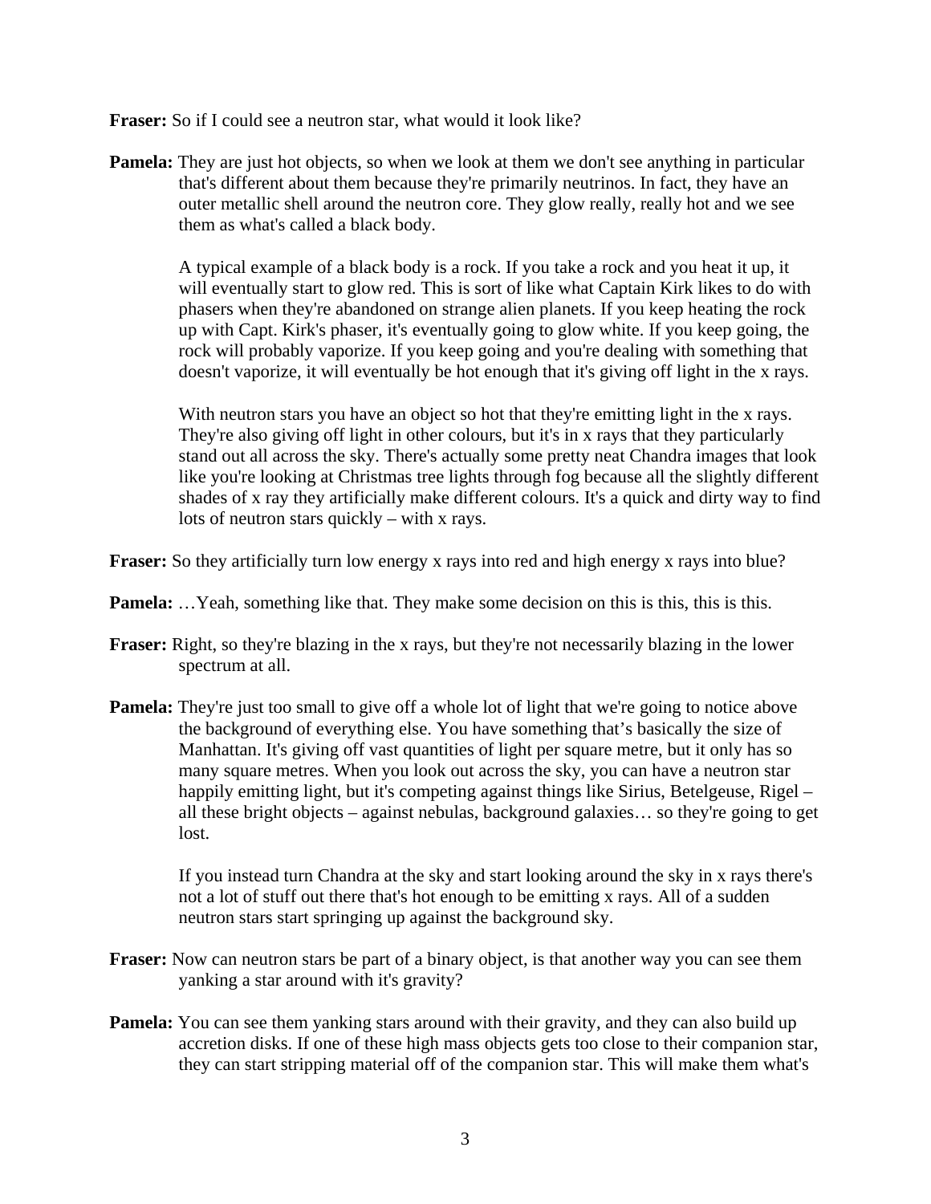**Fraser:** So if I could see a neutron star, what would it look like?

**Pamela:** They are just hot objects, so when we look at them we don't see anything in particular that's different about them because they're primarily neutrinos. In fact, they have an outer metallic shell around the neutron core. They glow really, really hot and we see them as what's called a black body.

A typical example of a black body is a rock. If you take a rock and you heat it up, it will eventually start to glow red. This is sort of like what Captain Kirk likes to do with phasers when they're abandoned on strange alien planets. If you keep heating the rock up with Capt. Kirk's phaser, it's eventually going to glow white. If you keep going, the rock will probably vaporize. If you keep going and you're dealing with something that doesn't vaporize, it will eventually be hot enough that it's giving off light in the x rays.

With neutron stars you have an object so hot that they're emitting light in the x rays. They're also giving off light in other colours, but it's in x rays that they particularly stand out all across the sky. There's actually some pretty neat Chandra images that look like you're looking at Christmas tree lights through fog because all the slightly different shades of x ray they artificially make different colours. It's a quick and dirty way to find lots of neutron stars quickly – with x rays.

**Fraser:** So they artificially turn low energy x rays into red and high energy x rays into blue?

**Pamela:** …Yeah, something like that. They make some decision on this is this, this is this.

**Fraser:** Right, so they're blazing in the x rays, but they're not necessarily blazing in the lower spectrum at all.

**Pamela:** They're just too small to give off a whole lot of light that we're going to notice above the background of everything else. You have something that's basically the size of Manhattan. It's giving off vast quantities of light per square metre, but it only has so many square metres. When you look out across the sky, you can have a neutron star happily emitting light, but it's competing against things like Sirius, Betelgeuse, Rigel – all these bright objects – against nebulas, background galaxies… so they're going to get lost.

If you instead turn Chandra at the sky and start looking around the sky in x rays there's not a lot of stuff out there that's hot enough to be emitting x rays. All of a sudden neutron stars start springing up against the background sky.

**Fraser:** Now can neutron stars be part of a binary object, is that another way you can see them yanking a star around with it's gravity?

**Pamela:** You can see them yanking stars around with their gravity, and they can also build up accretion disks. If one of these high mass objects gets too close to their companion star, they can start stripping material off of the companion star. This will make them what's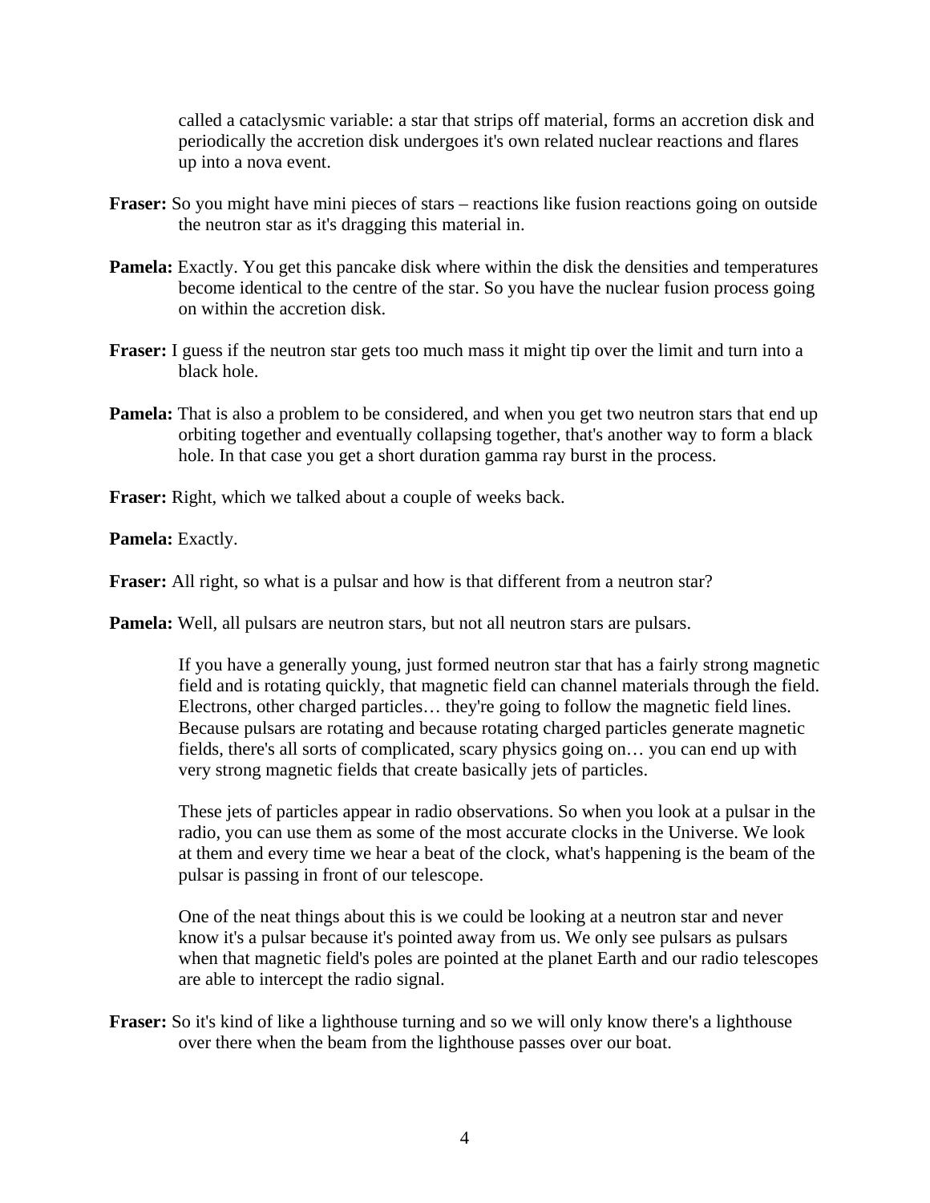called a cataclysmic variable: a star that strips off material, forms an accretion disk and periodically the accretion disk undergoes it's own related nuclear reactions and flares up into a nova event.

**Fraser:** So you might have mini pieces of stars – reactions like fusion reactions going on outside the neutron star as it's dragging this material in.

**Pamela:** Exactly. You get this pancake disk where within the disk the densities and temperatures become identical to the centre of the star. So you have the nuclear fusion process going on within the accretion disk.

**Fraser:** I guess if the neutron star gets too much mass it might tip over the limit and turn into a black hole.

**Pamela:** That is also a problem to be considered, and when you get two neutron stars that end up orbiting together and eventually collapsing together, that's another way to form a black hole. In that case you get a short duration gamma ray burst in the process.

**Fraser:** Right, which we talked about a couple of weeks back.

**Pamela:** Exactly.

**Fraser:** All right, so what is a pulsar and how is that different from a neutron star?

**Pamela:** Well, all pulsars are neutron stars, but not all neutron stars are pulsars.

If you have a generally young, just formed neutron star that has a fairly strong magnetic field and is rotating quickly, that magnetic field can channel materials through the field. Electrons, other charged particles… they're going to follow the magnetic field lines. Because pulsars are rotating and because rotating charged particles generate magnetic fields, there's all sorts of complicated, scary physics going on… you can end up with very strong magnetic fields that create basically jets of particles.

These jets of particles appear in radio observations. So when you look at a pulsar in the radio, you can use them as some of the most accurate clocks in the Universe. We look at them and every time we hear a beat of the clock, what's happening is the beam of the pulsar is passing in front of our telescope.

One of the neat things about this is we could be looking at a neutron star and never know it's a pulsar because it's pointed away from us. We only see pulsars as pulsars when that magnetic field's poles are pointed at the planet Earth and our radio telescopes are able to intercept the radio signal.

**Fraser:** So it's kind of like a lighthouse turning and so we will only know there's a lighthouse over there when the beam from the lighthouse passes over our boat.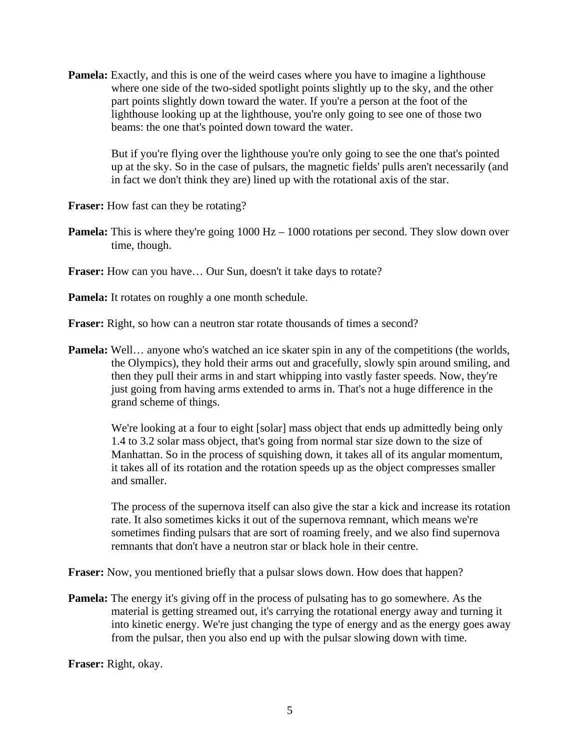**Pamela:** Exactly, and this is one of the weird cases where you have to imagine a lighthouse where one side of the two-sided spotlight points slightly up to the sky, and the other part points slightly down toward the water. If you're a person at the foot of the lighthouse looking up at the lighthouse, you're only going to see one of those two beams: the one that's pointed down toward the water.

But if you're flying over the lighthouse you're only going to see the one that's pointed up at the sky. So in the case of pulsars, the magnetic fields' pulls aren't necessarily (and in fact we don't think they are) lined up with the rotational axis of the star.

**Fraser:** How fast can they be rotating?

**Pamela:** This is where they're going 1000 Hz – 1000 rotations per second. They slow down over time, though.

**Fraser:** How can you have… Our Sun, doesn't it take days to rotate?

**Pamela:** It rotates on roughly a one month schedule.

**Fraser:** Right, so how can a neutron star rotate thousands of times a second?

**Pamela:** Well… anyone who's watched an ice skater spin in any of the competitions (the worlds, the Olympics), they hold their arms out and gracefully, slowly spin around smiling, and then they pull their arms in and start whipping into vastly faster speeds. Now, they're just going from having arms extended to arms in. That's not a huge difference in the grand scheme of things.

We're looking at a four to eight [solar] mass object that ends up admittedly being only 1.4 to 3.2 solar mass object, that's going from normal star size down to the size of Manhattan. So in the process of squishing down, it takes all of its angular momentum, it takes all of its rotation and the rotation speeds up as the object compresses smaller and smaller.

The process of the supernova itself can also give the star a kick and increase its rotation rate. It also sometimes kicks it out of the supernova remnant, which means we're sometimes finding pulsars that are sort of roaming freely, and we also find supernova remnants that don't have a neutron star or black hole in their centre.

**Fraser:** Now, you mentioned briefly that a pulsar slows down. How does that happen?

**Pamela:** The energy it's giving off in the process of pulsating has to go somewhere. As the material is getting streamed out, it's carrying the rotational energy away and turning it into kinetic energy. We're just changing the type of energy and as the energy goes away from the pulsar, then you also end up with the pulsar slowing down with time.

**Fraser:** Right, okay.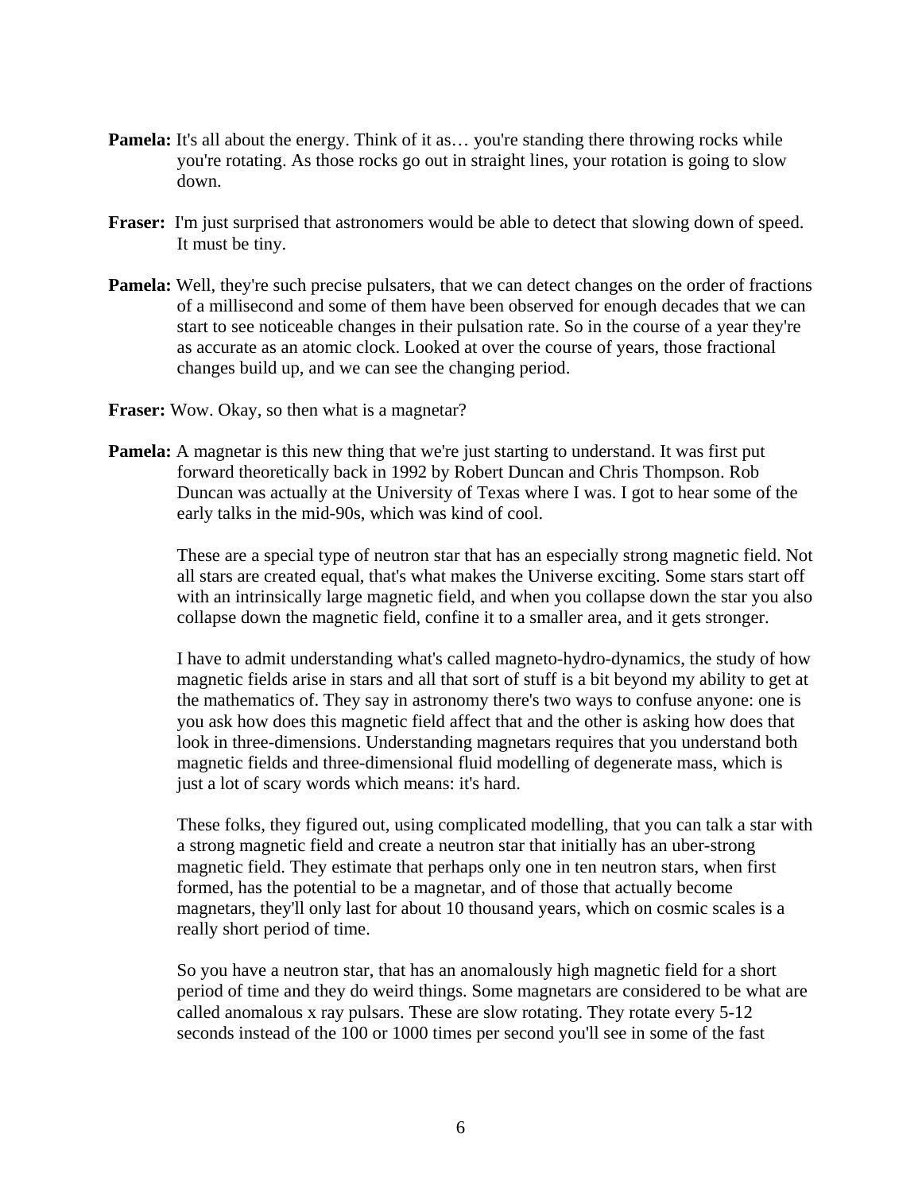**Pamela:** It's all about the energy. Think of it as… you're standing there throwing rocks while you're rotating. As those rocks go out in straight lines, your rotation is going to slow down.

**Fraser:** I'm just surprised that astronomers would be able to detect that slowing down of speed. It must be tiny.

**Pamela:** Well, they're such precise pulsaters, that we can detect changes on the order of fractions of a millisecond and some of them have been observed for enough decades that we can start to see noticeable changes in their pulsation rate. So in the course of a year they're as accurate as an atomic clock. Looked at over the course of years, those fractional changes build up, and we can see the changing period.

**Fraser:** Wow. Okay, so then what is a magnetar?

**Pamela:** A magnetar is this new thing that we're just starting to understand. It was first put forward theoretically back in 1992 by Robert Duncan and Chris Thompson. Rob Duncan was actually at the University of Texas where I was. I got to hear some of the early talks in the mid-90s, which was kind of cool.

These are a special type of neutron star that has an especially strong magnetic field. Not all stars are created equal, that's what makes the Universe exciting. Some stars start off with an intrinsically large magnetic field, and when you collapse down the star you also collapse down the magnetic field, confine it to a smaller area, and it gets stronger.

I have to admit understanding what's called magneto-hydro-dynamics, the study of how magnetic fields arise in stars and all that sort of stuff is a bit beyond my ability to get at the mathematics of. They say in astronomy there's two ways to confuse anyone: one is you ask how does this magnetic field affect that and the other is asking how does that look in three-dimensions. Understanding magnetars requires that you understand both magnetic fields and three-dimensional fluid modelling of degenerate mass, which is just a lot of scary words which means: it's hard.

These folks, they figured out, using complicated modelling, that you can talk a star with a strong magnetic field and create a neutron star that initially has an uber-strong magnetic field. They estimate that perhaps only one in ten neutron stars, when first formed, has the potential to be a magnetar, and of those that actually become magnetars, they'll only last for about 10 thousand years, which on cosmic scales is a really short period of time.

So you have a neutron star, that has an anomalously high magnetic field for a short period of time and they do weird things. Some magnetars are considered to be what are called anomalous x ray pulsars. These are slow rotating. They rotate every 5-12 seconds instead of the 100 or 1000 times per second you'll see in some of the fast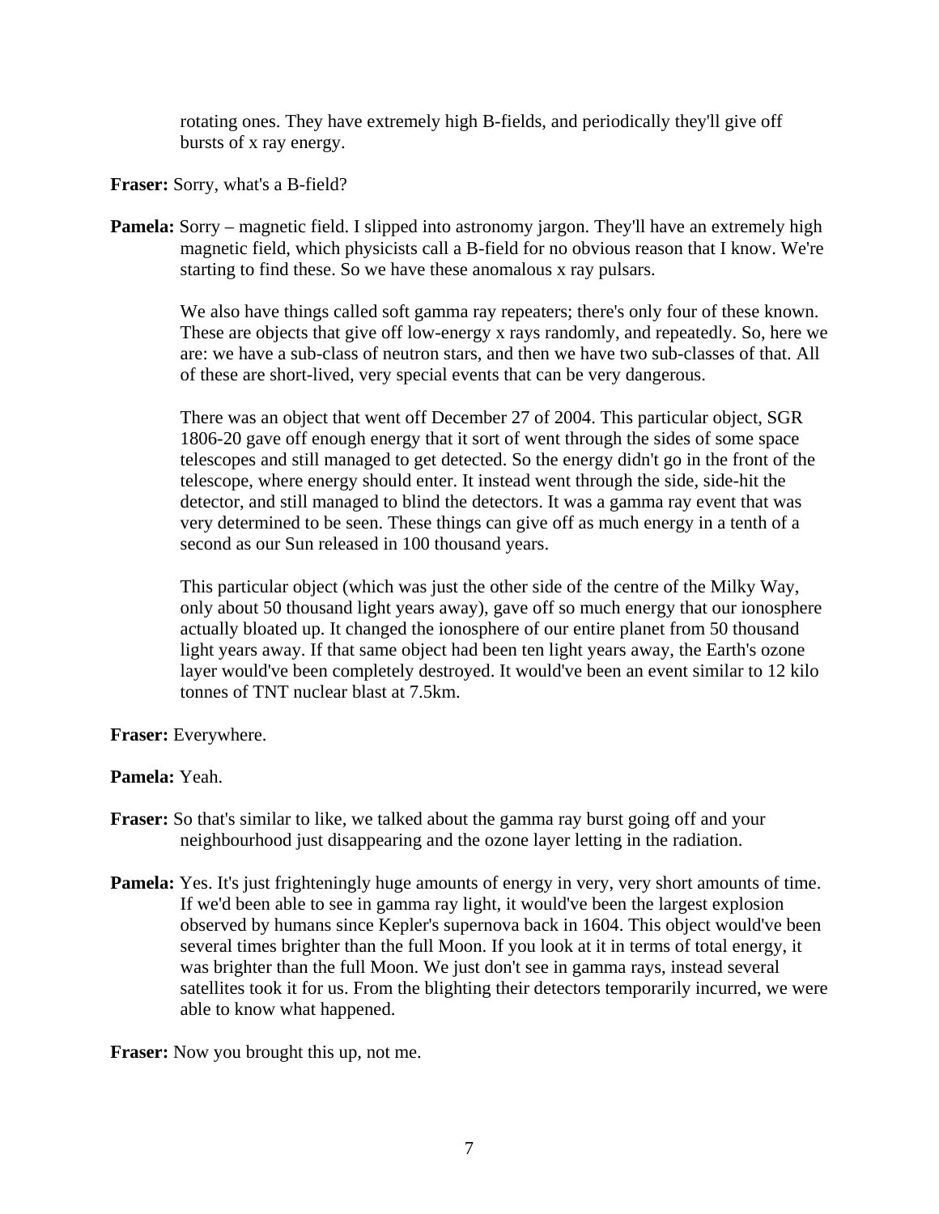rotating ones. They have extremely high B-fields, and periodically they'll give off bursts of x ray energy.

**Fraser:** Sorry, what's a B-field?

**Pamela:** Sorry – magnetic field. I slipped into astronomy jargon. They'll have an extremely high magnetic field, which physicists call a B-field for no obvious reason that I know. We're starting to find these. So we have these anomalous x ray pulsars.

We also have things called soft gamma ray repeaters; there's only four of these known. These are objects that give off low-energy x rays randomly, and repeatedly. So, here we are: we have a sub-class of neutron stars, and then we have two sub-classes of that. All of these are short-lived, very special events that can be very dangerous.

There was an object that went off December 27 of 2004. This particular object, SGR 1806-20 gave off enough energy that it sort of went through the sides of some space telescopes and still managed to get detected. So the energy didn't go in the front of the telescope, where energy should enter. It instead went through the side, side-hit the detector, and still managed to blind the detectors. It was a gamma ray event that was very determined to be seen. These things can give off as much energy in a tenth of a second as our Sun released in 100 thousand years.

This particular object (which was just the other side of the centre of the Milky Way, only about 50 thousand light years away), gave off so much energy that our ionosphere actually bloated up. It changed the ionosphere of our entire planet from 50 thousand light years away. If that same object had been ten light years away, the Earth's ozone layer would've been completely destroyed. It would've been an event similar to 12 kilo tonnes of TNT nuclear blast at 7.5km.

**Fraser:** Everywhere.

**Pamela:** Yeah.

**Fraser:** So that's similar to like, we talked about the gamma ray burst going off and your neighbourhood just disappearing and the ozone layer letting in the radiation.

**Pamela:** Yes. It's just frighteningly huge amounts of energy in very, very short amounts of time. If we'd been able to see in gamma ray light, it would've been the largest explosion observed by humans since Kepler's supernova back in 1604. This object would've been several times brighter than the full Moon. If you look at it in terms of total energy, it was brighter than the full Moon. We just don't see in gamma rays, instead several satellites took it for us. From the blighting their detectors temporarily incurred, we were able to know what happened.

**Fraser:** Now you brought this up, not me.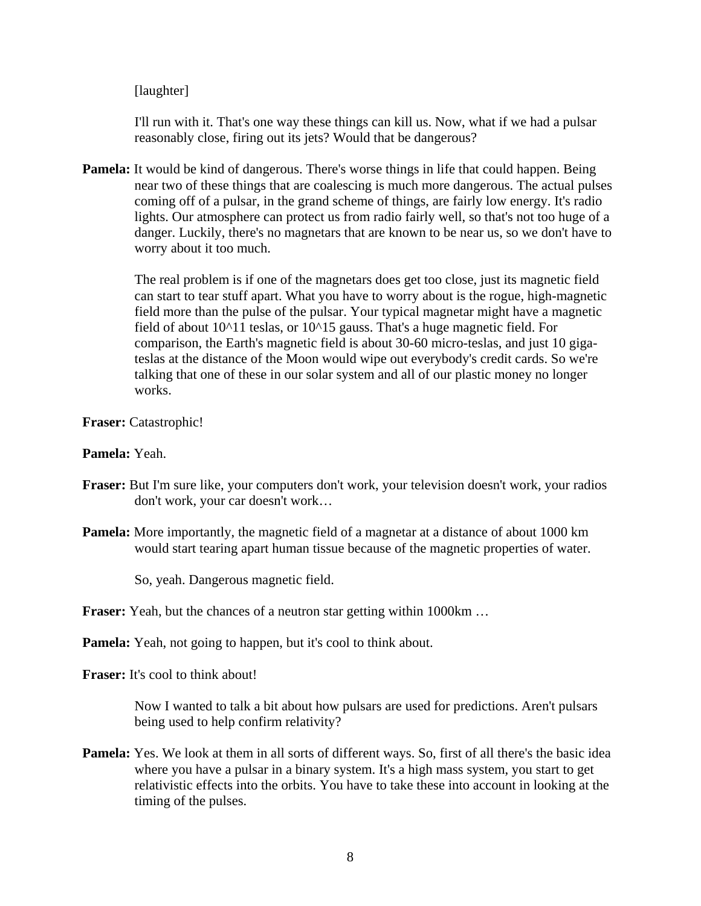[laughter]

I'll run with it. That's one way these things can kill us. Now, what if we had a pulsar reasonably close, firing out its jets? Would that be dangerous?

**Pamela:** It would be kind of dangerous. There's worse things in life that could happen. Being near two of these things that are coalescing is much more dangerous. The actual pulses coming off of a pulsar, in the grand scheme of things, are fairly low energy. It's radio lights. Our atmosphere can protect us from radio fairly well, so that's not too huge of a danger. Luckily, there's no magnetars that are known to be near us, so we don't have to worry about it too much.

The real problem is if one of the magnetars does get too close, just its magnetic field can start to tear stuff apart. What you have to worry about is the rogue, high-magnetic field more than the pulse of the pulsar. Your typical magnetar might have a magnetic field of about $10^{11}$ teslas, or $10^{15}$ gauss. That's a huge magnetic field. For comparison, the Earth's magnetic field is about 30-60 micro-teslas, and just 10 giga-teslas at the distance of the Moon would wipe out everybody's credit cards. So we're talking that one of these in our solar system and all of our plastic money no longer works.

**Fraser:** Catastrophic!

**Pamela:** Yeah.

**Fraser:** But I'm sure like, your computers don't work, your television doesn't work, your radios don't work, your car doesn't work…

**Pamela:** More importantly, the magnetic field of a magnetar at a distance of about 1000 km would start tearing apart human tissue because of the magnetic properties of water.

So, yeah. Dangerous magnetic field.

**Fraser:** Yeah, but the chances of a neutron star getting within 1000km …

**Pamela:** Yeah, not going to happen, but it's cool to think about.

**Fraser:** It's cool to think about!

Now I wanted to talk a bit about how pulsars are used for predictions. Aren't pulsars being used to help confirm relativity?

**Pamela:** Yes. We look at them in all sorts of different ways. So, first of all there's the basic idea where you have a pulsar in a binary system. It's a high mass system, you start to get relativistic effects into the orbits. You have to take these into account in looking at the timing of the pulses.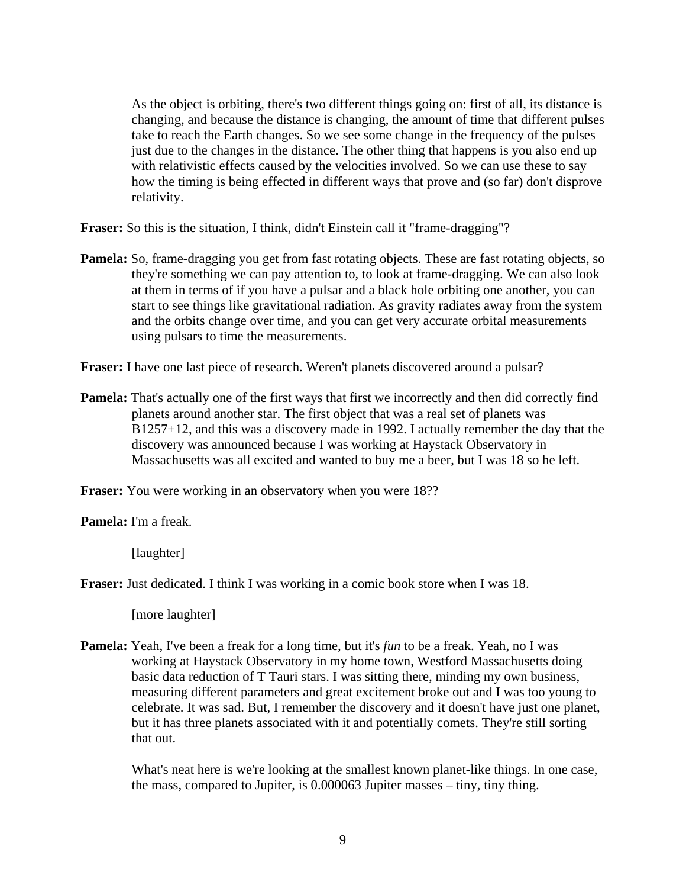As the object is orbiting, there's two different things going on: first of all, its distance is changing, and because the distance is changing, the amount of time that different pulses take to reach the Earth changes. So we see some change in the frequency of the pulses just due to the changes in the distance. The other thing that happens is you also end up with relativistic effects caused by the velocities involved. So we can use these to say how the timing is being effected in different ways that prove and (so far) don't disprove relativity.

**Fraser:** So this is the situation, I think, didn't Einstein call it "frame-dragging"?

**Pamela:** So, frame-dragging you get from fast rotating objects. These are fast rotating objects, so they're something we can pay attention to, to look at frame-dragging. We can also look at them in terms of if you have a pulsar and a black hole orbiting one another, you can start to see things like gravitational radiation. As gravity radiates away from the system and the orbits change over time, and you can get very accurate orbital measurements using pulsars to time the measurements.

**Fraser:** I have one last piece of research. Weren't planets discovered around a pulsar?

**Pamela:** That's actually one of the first ways that first we incorrectly and then did correctly find planets around another star. The first object that was a real set of planets was B1257+12, and this was a discovery made in 1992. I actually remember the day that the discovery was announced because I was working at Haystack Observatory in Massachusetts was all excited and wanted to buy me a beer, but I was 18 so he left.

**Fraser:** You were working in an observatory when you were 18??

**Pamela:** I'm a freak.

[laughter]

**Fraser:** Just dedicated. I think I was working in a comic book store when I was 18.

[more laughter]

**Pamela:** Yeah, I've been a freak for a long time, but it's *fun* to be a freak. Yeah, no I was working at Haystack Observatory in my home town, Westford Massachusetts doing basic data reduction of T Tauri stars. I was sitting there, minding my own business, measuring different parameters and great excitement broke out and I was too young to celebrate. It was sad. But, I remember the discovery and it doesn't have just one planet, but it has three planets associated with it and potentially comets. They're still sorting that out.

What's neat here is we're looking at the smallest known planet-like things. In one case, the mass, compared to Jupiter, is 0.000063 Jupiter masses – tiny, tiny thing.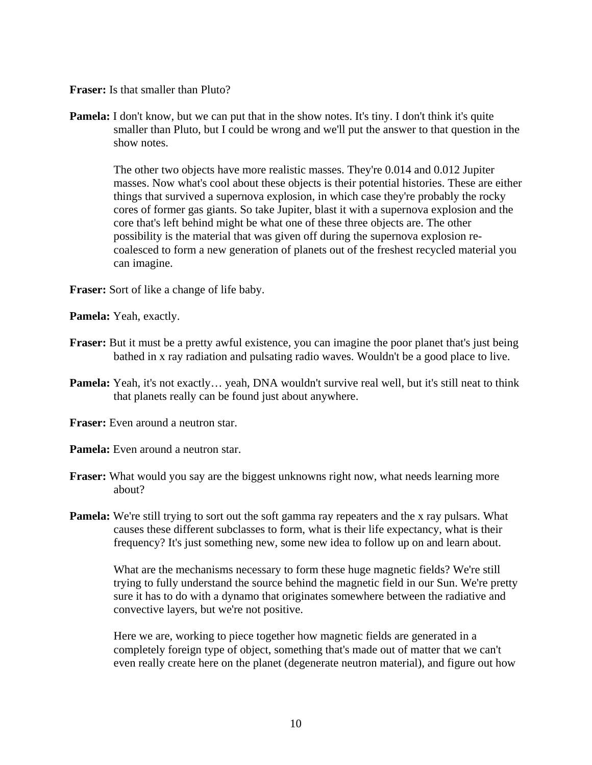**Fraser:** Is that smaller than Pluto?

**Pamela:** I don't know, but we can put that in the show notes. It's tiny. I don't think it's quite smaller than Pluto, but I could be wrong and we'll put the answer to that question in the show notes.

The other two objects have more realistic masses. They're 0.014 and 0.012 Jupiter masses. Now what's cool about these objects is their potential histories. These are either things that survived a supernova explosion, in which case they're probably the rocky cores of former gas giants. So take Jupiter, blast it with a supernova explosion and the core that's left behind might be what one of these three objects are. The other possibility is the material that was given off during the supernova explosion re-coalesced to form a new generation of planets out of the freshest recycled material you can imagine.

**Fraser:** Sort of like a change of life baby.

**Pamela:** Yeah, exactly.

**Fraser:** But it must be a pretty awful existence, you can imagine the poor planet that's just being bathed in x ray radiation and pulsating radio waves. Wouldn't be a good place to live.

**Pamela:** Yeah, it's not exactly… yeah, DNA wouldn't survive real well, but it's still neat to think that planets really can be found just about anywhere.

**Fraser:** Even around a neutron star.

**Pamela:** Even around a neutron star.

**Fraser:** What would you say are the biggest unknowns right now, what needs learning more about?

**Pamela:** We're still trying to sort out the soft gamma ray repeaters and the x ray pulsars. What causes these different subclasses to form, what is their life expectancy, what is their frequency? It's just something new, some new idea to follow up on and learn about.

What are the mechanisms necessary to form these huge magnetic fields? We're still trying to fully understand the source behind the magnetic field in our Sun. We're pretty sure it has to do with a dynamo that originates somewhere between the radiative and convective layers, but we're not positive.

Here we are, working to piece together how magnetic fields are generated in a completely foreign type of object, something that's made out of matter that we can't even really create here on the planet (degenerate neutron material), and figure out how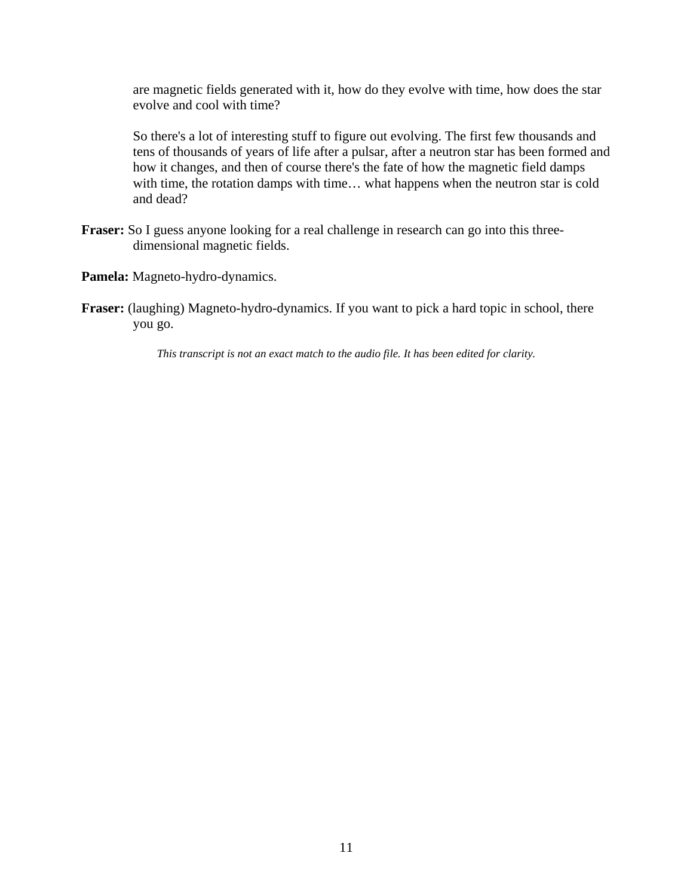are magnetic fields generated with it, how do they evolve with time, how does the star evolve and cool with time?

So there's a lot of interesting stuff to figure out evolving. The first few thousands and tens of thousands of years of life after a pulsar, after a neutron star has been formed and how it changes, and then of course there's the fate of how the magnetic field damps with time, the rotation damps with time… what happens when the neutron star is cold and dead?

**Fraser:** So I guess anyone looking for a real challenge in research can go into this three-dimensional magnetic fields.

**Pamela:** Magneto-hydro-dynamics.

**Fraser:** (laughing) Magneto-hydro-dynamics. If you want to pick a hard topic in school, there you go.

*This transcript is not an exact match to the audio file. It has been edited for clarity.*